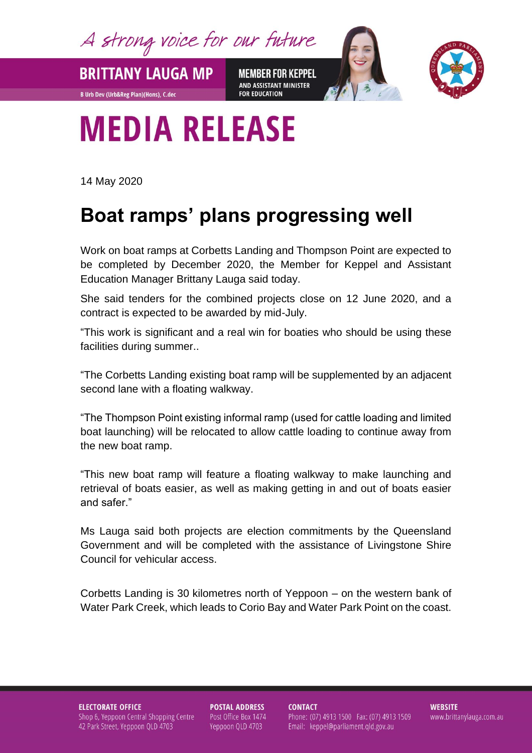A strong voice for our future

**BRITTANY LAUGA MP**

B Urb Dev (Urb&Reg Plan)(Hons), C.dec

**MEMBER FOR KEPPEL**
AND ASSISTANT MINISTER FOR EDUCATION

# MEDIA RELEASE

14 May 2020

## Boat ramps' plans progressing well

Work on boat ramps at Corbetts Landing and Thompson Point are expected to be completed by December 2020, the Member for Keppel and Assistant Education Manager Brittany Lauga said today.

She said tenders for the combined projects close on 12 June 2020, and a contract is expected to be awarded by mid-July.

"This work is significant and a real win for boaties who should be using these facilities during summer..

"The Corbetts Landing existing boat ramp will be supplemented by an adjacent second lane with a floating walkway.

"The Thompson Point existing informal ramp (used for cattle loading and limited boat launching) will be relocated to allow cattle loading to continue away from the new boat ramp.

"This new boat ramp will feature a floating walkway to make launching and retrieval of boats easier, as well as making getting in and out of boats easier and safer."

Ms Lauga said both projects are election commitments by the Queensland Government and will be completed with the assistance of Livingstone Shire Council for vehicular access.

Corbetts Landing is 30 kilometres north of Yeppoon – on the western bank of Water Park Creek, which leads to Corio Bay and Water Park Point on the coast.

**ELECTORATE OFFICE**
Shop 6, Yeppoon Central Shopping Centre
42 Park Street, Yeppoon QLD 4703

**POSTAL ADDRESS**
Post Office Box 1474
Yeppoon QLD 4703

**CONTACT**
Phone: (07) 4913 1500 Fax: (07) 4913 1509
Email: keppel@parliament.qld.gov.au

**WEBSITE**
www.brittanylauga.com.au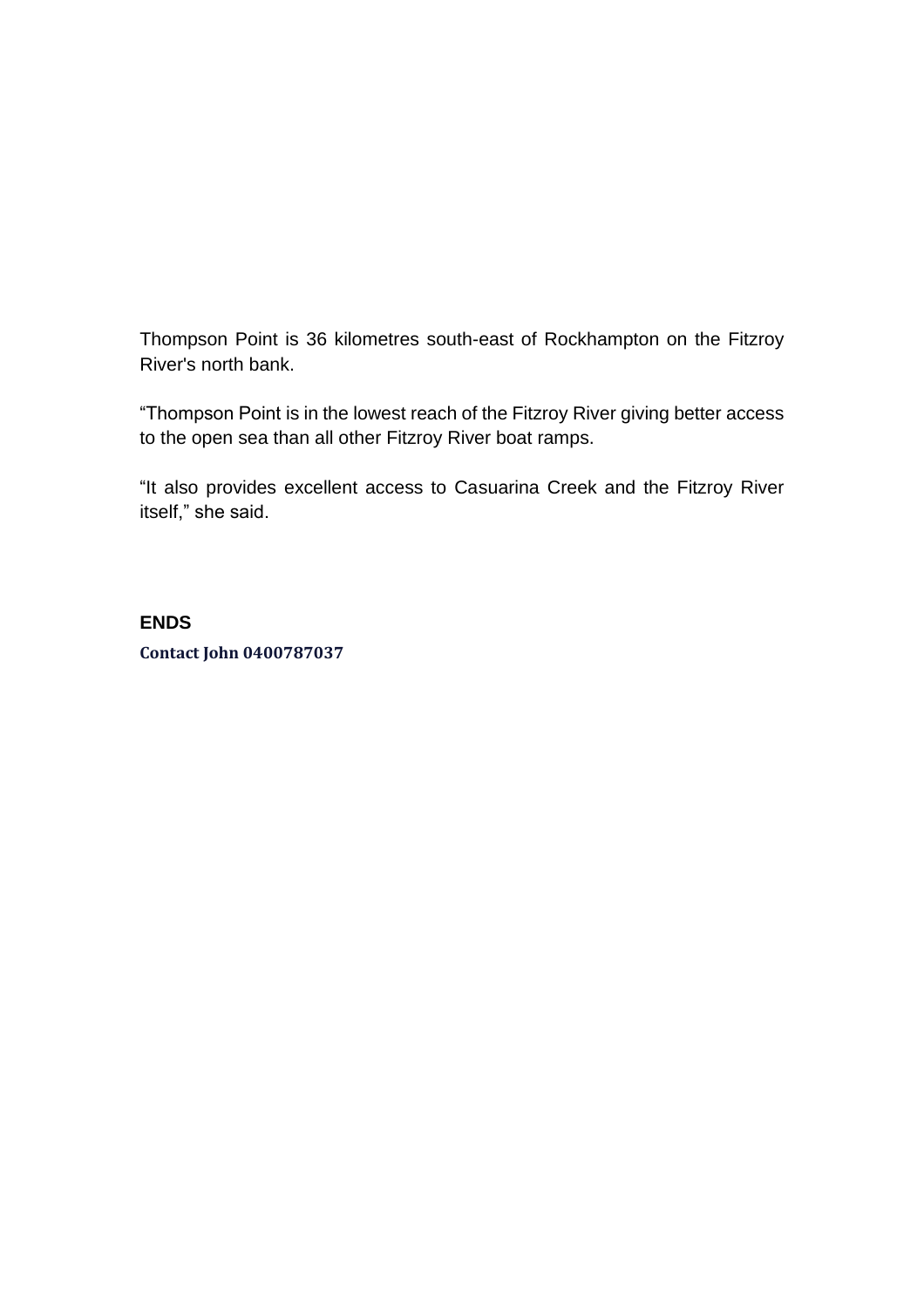Thompson Point is 36 kilometres south-east of Rockhampton on the Fitzroy River's north bank.

“Thompson Point is in the lowest reach of the Fitzroy River giving better access to the open sea than all other Fitzroy River boat ramps.

“It also provides excellent access to Casuarina Creek and the Fitzroy River itself,” she said.

**ENDS**

**Contact John 0400787037**